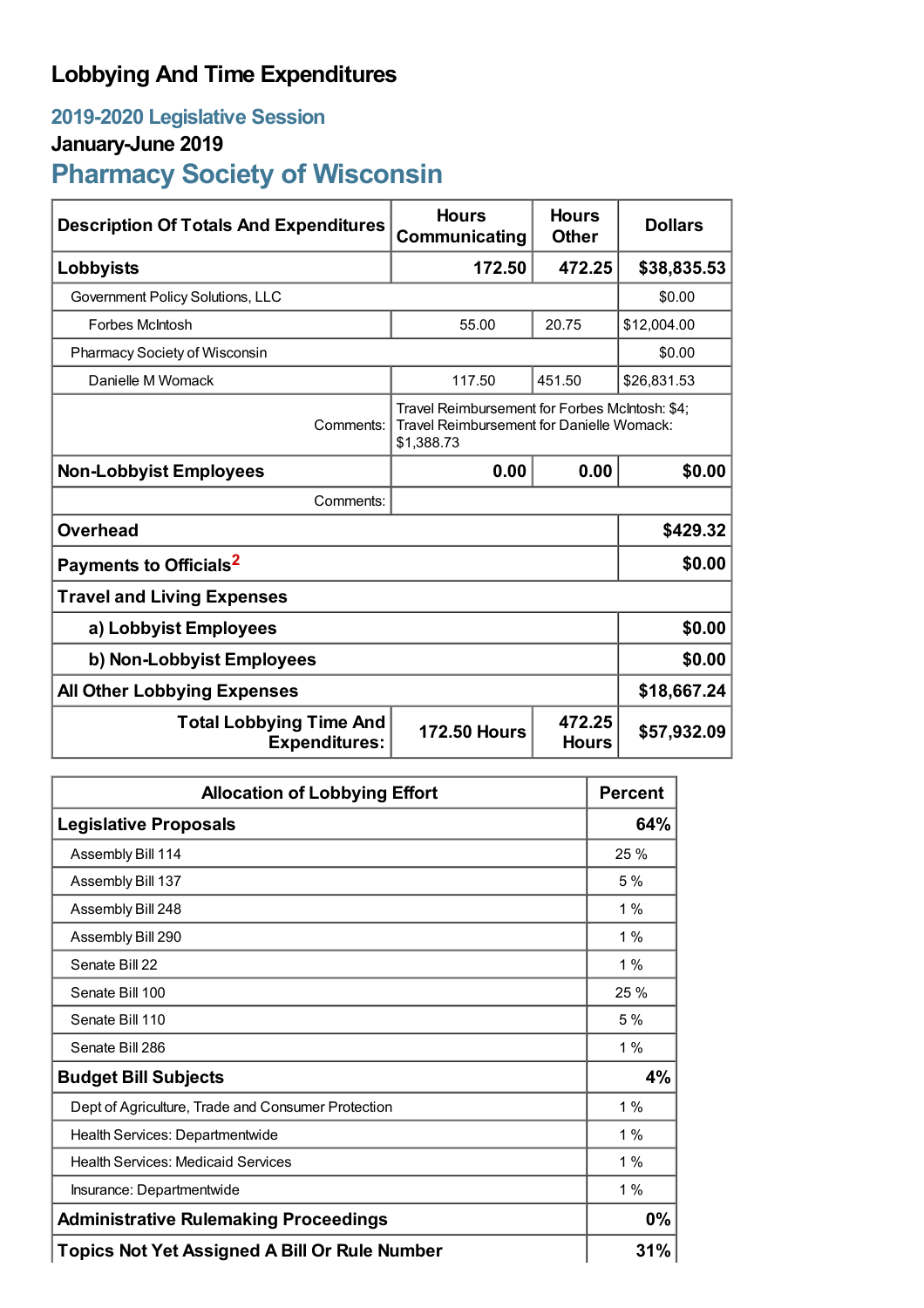# Lobbying And Time Expenditures

## 2019-2020 Legislative Session

### January-June 2019

## Pharmacy Society of Wisconsin

| Description Of Totals And Expenditures | Hours Communicating | Hours Other | Dollars |
|---|---|---|---|
| **Lobbyists** | **172.50** | **472.25** | **$38,835.53** |
| Government Policy Solutions, LLC | | | $0.00 |
| Forbes McIntosh | 55.00 | 20.75 | $12,004.00 |
| Pharmacy Society of Wisconsin | | | $0.00 |
| Danielle M Womack | 117.50 | 451.50 | $26,831.53 |
| Comments: | Travel Reimbursement for Forbes McIntosh: $4; Travel Reimbursement for Danielle Womack: $1,388.73 | | |
| **Non-Lobbyist Employees** | **0.00** | **0.00** | **$0.00** |
| Comments: | | | |
| **Overhead** | | | **$429.32** |
| **Payments to Officials**[2] | | | **$0.00** |
| **Travel and Living Expenses** | | | |
| **a) Lobbyist Employees** | | | **$0.00** |
| **b) Non-Lobbyist Employees** | | | **$0.00** |
| **All Other Lobbying Expenses** | | | **$18,667.24** |
| **Total Lobbying Time And Expenditures:** | **172.50 Hours** | **472.25 Hours** | **$57,932.09** |

| Allocation of Lobbying Effort | Percent |
|---|---|
| **Legislative Proposals** | **64%** |
| Assembly Bill 114 | 25 % |
| Assembly Bill 137 | 5 % |
| Assembly Bill 248 | 1 % |
| Assembly Bill 290 | 1 % |
| Senate Bill 22 | 1 % |
| Senate Bill 100 | 25 % |
| Senate Bill 110 | 5 % |
| Senate Bill 286 | 1 % |
| **Budget Bill Subjects** | **4%** |
| Dept of Agriculture, Trade and Consumer Protection | 1 % |
| Health Services: Departmentwide | 1 % |
| Health Services: Medicaid Services | 1 % |
| Insurance: Departmentwide | 1 % |
| **Administrative Rulemaking Proceedings** | **0%** |
| **Topics Not Yet Assigned A Bill Or Rule Number** | **31%** |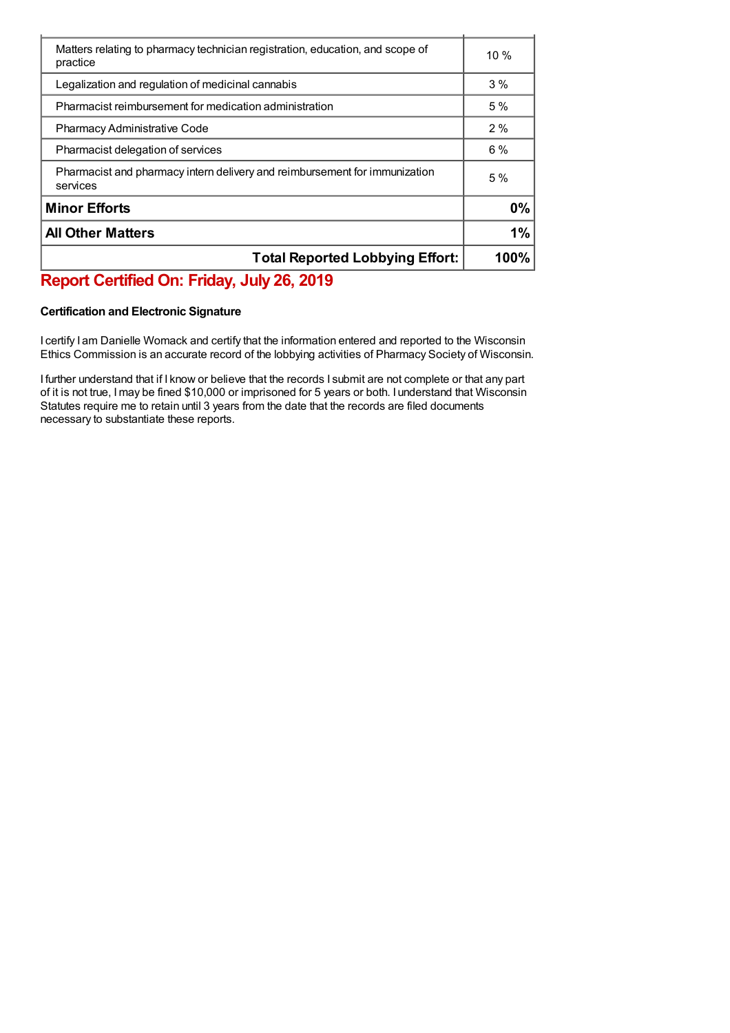| | |
|---|---|
| Matters relating to pharmacy technician registration, education, and scope of practice | 10 % |
| Legalization and regulation of medicinal cannabis | 3 % |
| Pharmacist reimbursement for medication administration | 5 % |
| Pharmacy Administrative Code | 2 % |
| Pharmacist delegation of services | 6 % |
| Pharmacist and pharmacy intern delivery and reimbursement for immunization services | 5 % |
| **Minor Efforts** | **0%** |
| **All Other Matters** | **1%** |
| **Total Reported Lobbying Effort:** | **100%** |

## Report Certified On: Friday, July 26, 2019

**Certification and Electronic Signature**

I certify I am Danielle Womack and certify that the information entered and reported to the Wisconsin Ethics Commission is an accurate record of the lobbying activities of Pharmacy Society of Wisconsin.

I further understand that if I know or believe that the records I submit are not complete or that any part of it is not true, I may be fined $10,000 or imprisoned for 5 years or both. I understand that Wisconsin Statutes require me to retain until 3 years from the date that the records are filed documents necessary to substantiate these reports.